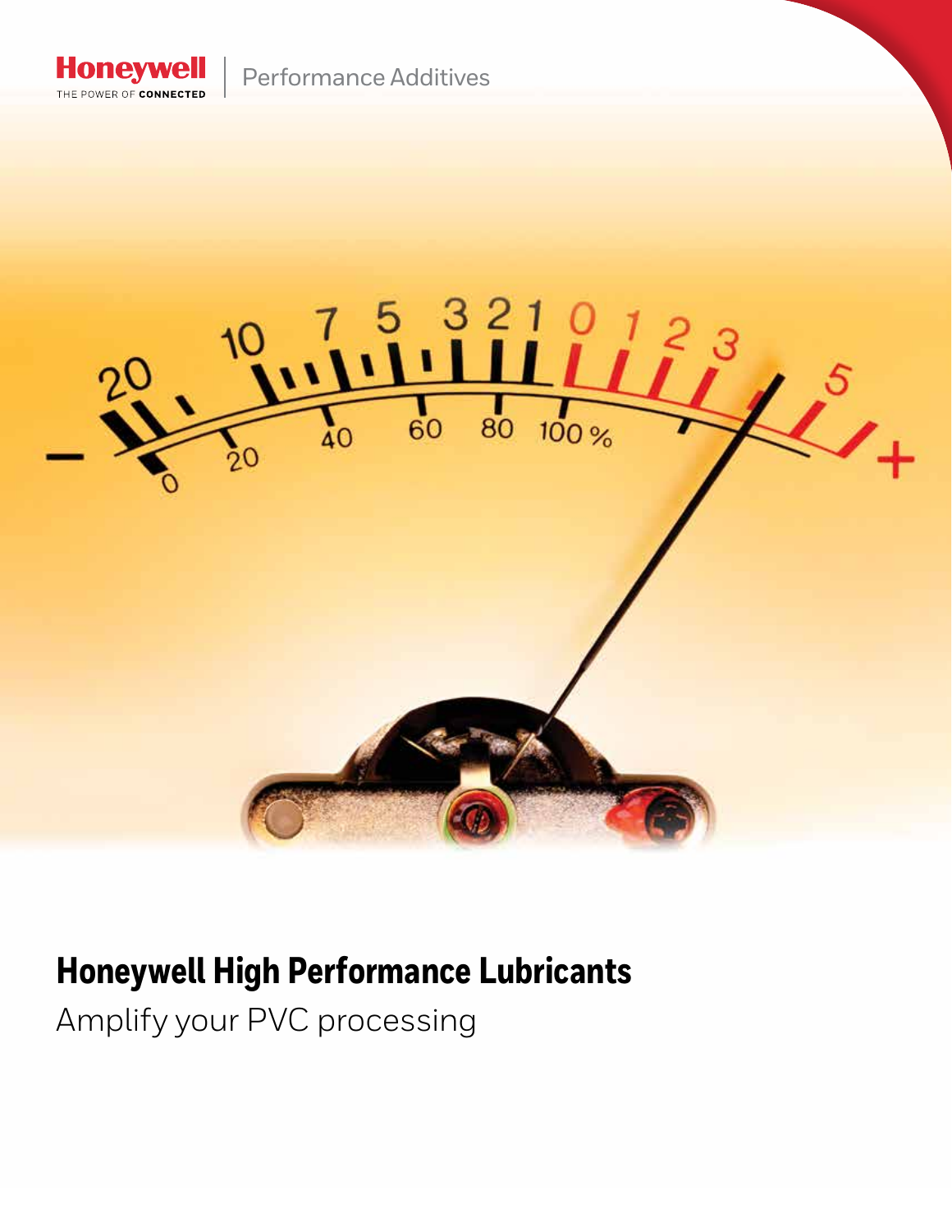Honeywell
THE POWER OF CONNECTED

Performance Additives

# Honeywell High Performance Lubricants

Amplify your PVC processing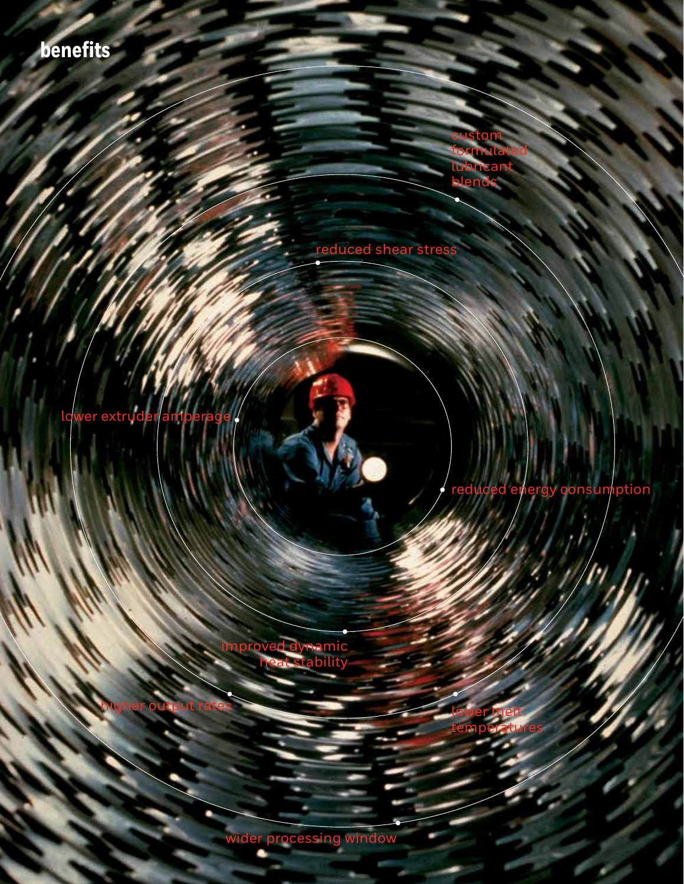## benefits

- custom formulated lubricant blends
- reduced shear stress
- lower extruder amperage
- reduced energy consumption
- improved dynamic heat stability
- higher output rates
- lower melt temperatures
- wider processing window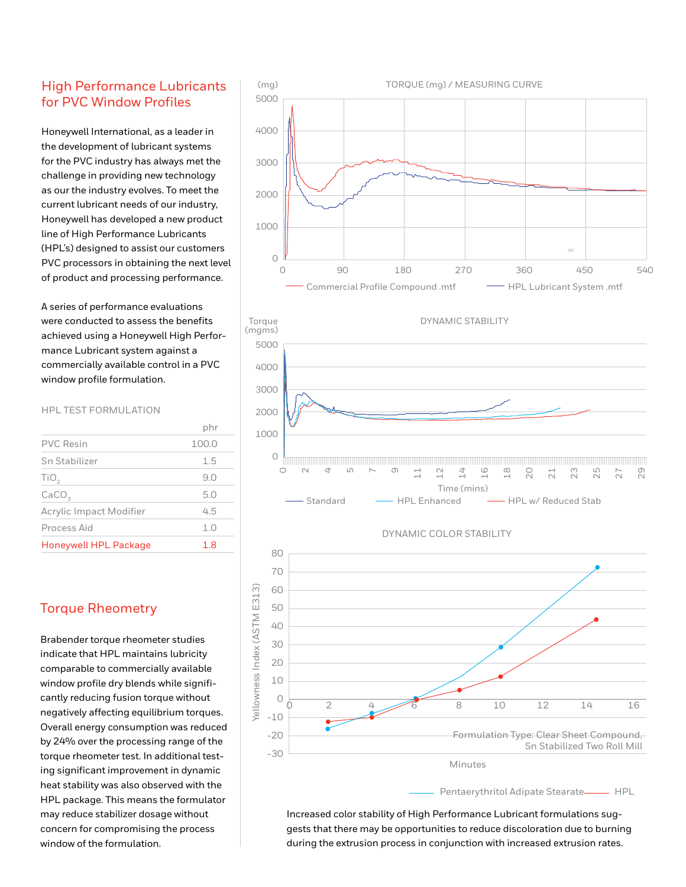## High Performance Lubricants for PVC Window Profiles

Honeywell International, as a leader in the development of lubricant systems for the PVC industry has always met the challenge in providing new technology as our the industry evolves. To meet the current lubricant needs of our industry, Honeywell has developed a new product line of High Performance Lubricants (HPL's) designed to assist our customers PVC processors in obtaining the next level of product and processing performance.

A series of performance evaluations were conducted to assess the benefits achieved using a Honeywell High Performance Lubricant system against a commercially available control in a PVC window profile formulation.

HPL TEST FORMULATION

| | phr |
|---|---|
| PVC Resin | 100.0 |
| Sn Stabilizer | 1.5 |
| $TiO_2$ | 9.0 |
| $CaCO_3$ | 5.0 |
| Acrylic Impact Modifier | 4.5 |
| Process Aid | 1.0 |
| Honeywell HPL Package | 1.8 |

## Torque Rheometry

Brabender torque rheometer studies indicate that HPL maintains lubricity comparable to commercially available window profile dry blends while significantly reducing fusion torque without negatively affecting equilibrium torques. Overall energy consumption was reduced by 24% over the processing range of the torque rheometer test. In additional testing significant improvement in dynamic heat stability was also observed with the HPL package. This means the formulator may reduce stabilizer dosage without concern for compromising the process window of the formulation.

TORQUE (mg) / MEASURING CURVE

(mg) — Commercial Profile Compound .mtf — HPL Lubricant System .mtf

DYNAMIC STABILITY

Torque (mgms) vs. Time (mins) — Standard — HPL Enhanced — HPL w/ Reduced Stab

DYNAMIC COLOR STABILITY

Yellowness Index (ASTM E313) vs. Minutes — Pentaerythritol Adipate Stearate — HPL

Formulation Type: Clear Sheet Compound, Sn Stabilized Two Roll Mill

Increased color stability of High Performance Lubricant formulations suggests that there may be opportunities to reduce discoloration due to burning during the extrusion process in conjunction with increased extrusion rates.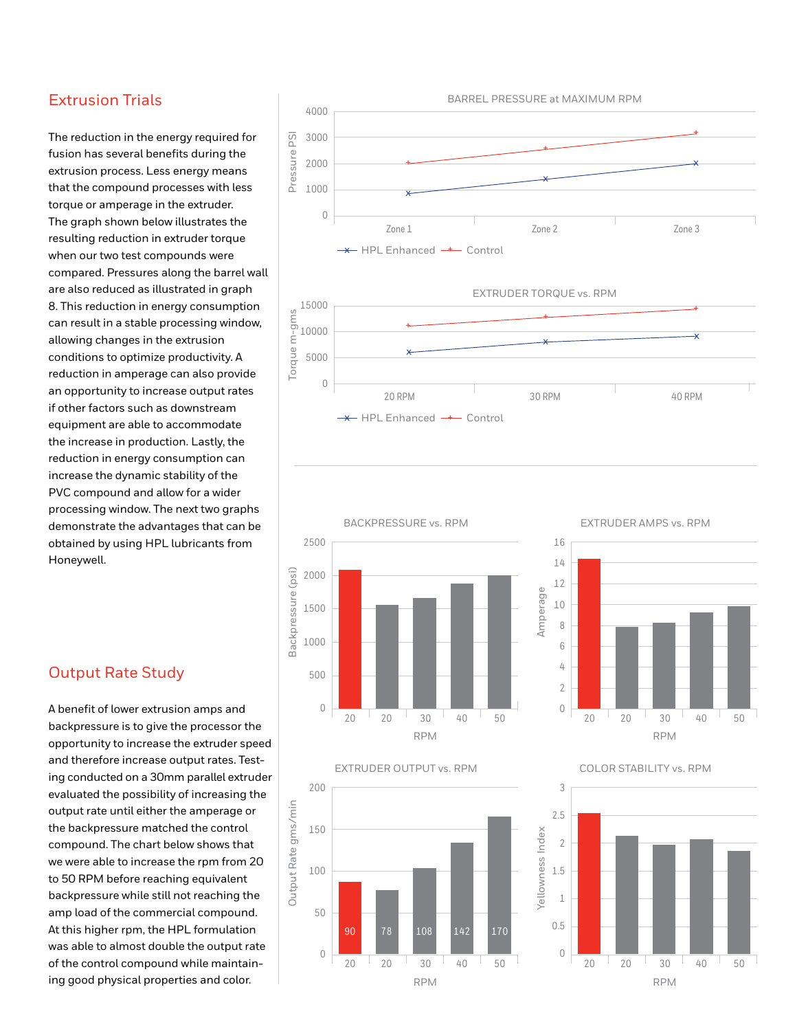## Extrusion Trials

The reduction in the energy required for fusion has several benefits during the extrusion process. Less energy means that the compound processes with less torque or amperage in the extruder. The graph shown below illustrates the resulting reduction in extruder torque when our two test compounds were compared. Pressures along the barrel wall are also reduced as illustrated in graph 8. This reduction in energy consumption can result in a stable processing window, allowing changes in the extrusion conditions to optimize productivity. A reduction in amperage can also provide an opportunity to increase output rates if other factors such as downstream equipment are able to accommodate the increase in production. Lastly, the reduction in energy consumption can increase the dynamic stability of the PVC compound and allow for a wider processing window. The next two graphs demonstrate the advantages that can be obtained by using HPL lubricants from Honeywell.

## Output Rate Study

A benefit of lower extrusion amps and backpressure is to give the processor the opportunity to increase the extruder speed and therefore increase output rates. Testing conducted on a 30mm parallel extruder evaluated the possibility of increasing the output rate until either the amperage or the backpressure matched the control compound. The chart below shows that we were able to increase the rpm from 20 to 50 RPM before reaching equivalent backpressure while still not reaching the amp load of the commercial compound. At this higher rpm, the HPL formulation was able to almost double the output rate of the control compound while maintaining good physical properties and color.

BARREL PRESSURE at MAXIMUM RPM

EXTRUDER TORQUE vs. RPM

BACKPRESSURE vs. RPM

EXTRUDER AMPS vs. RPM

EXTRUDER OUTPUT vs. RPM

| RPM | 20 | 20 | 30 | 40 | 50 |
|---|---|---|---|---|---|
| Output Rate gms/min | 90 | 78 | 108 | 142 | 170 |

COLOR STABILITY vs. RPM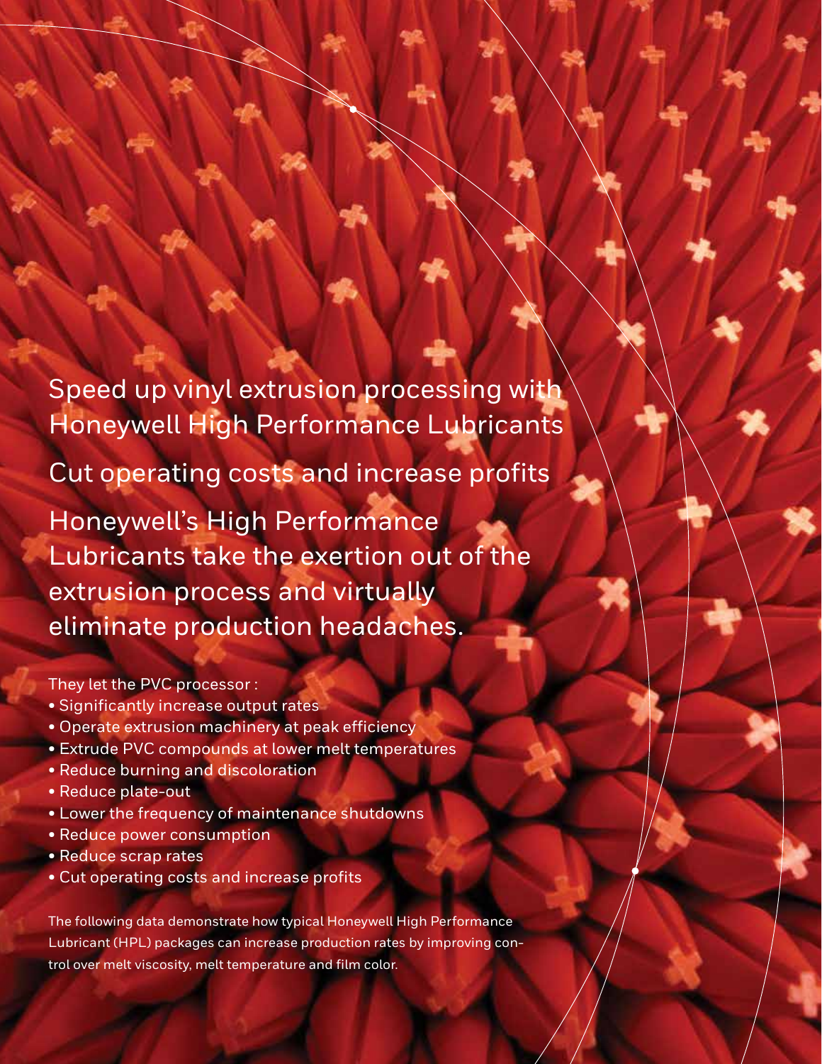# Speed up vinyl extrusion processing with Honeywell High Performance Lubricants

## Cut operating costs and increase profits

Honeywell's High Performance Lubricants take the exertion out of the extrusion process and virtually eliminate production headaches.

They let the PVC processor :

- Significantly increase output rates
- Operate extrusion machinery at peak efficiency
- Extrude PVC compounds at lower melt temperatures
- Reduce burning and discoloration
- Reduce plate-out
- Lower the frequency of maintenance shutdowns
- Reduce power consumption
- Reduce scrap rates
- Cut operating costs and increase profits

The following data demonstrate how typical Honeywell High Performance Lubricant (HPL) packages can increase production rates by improving control over melt viscosity, melt temperature and film color.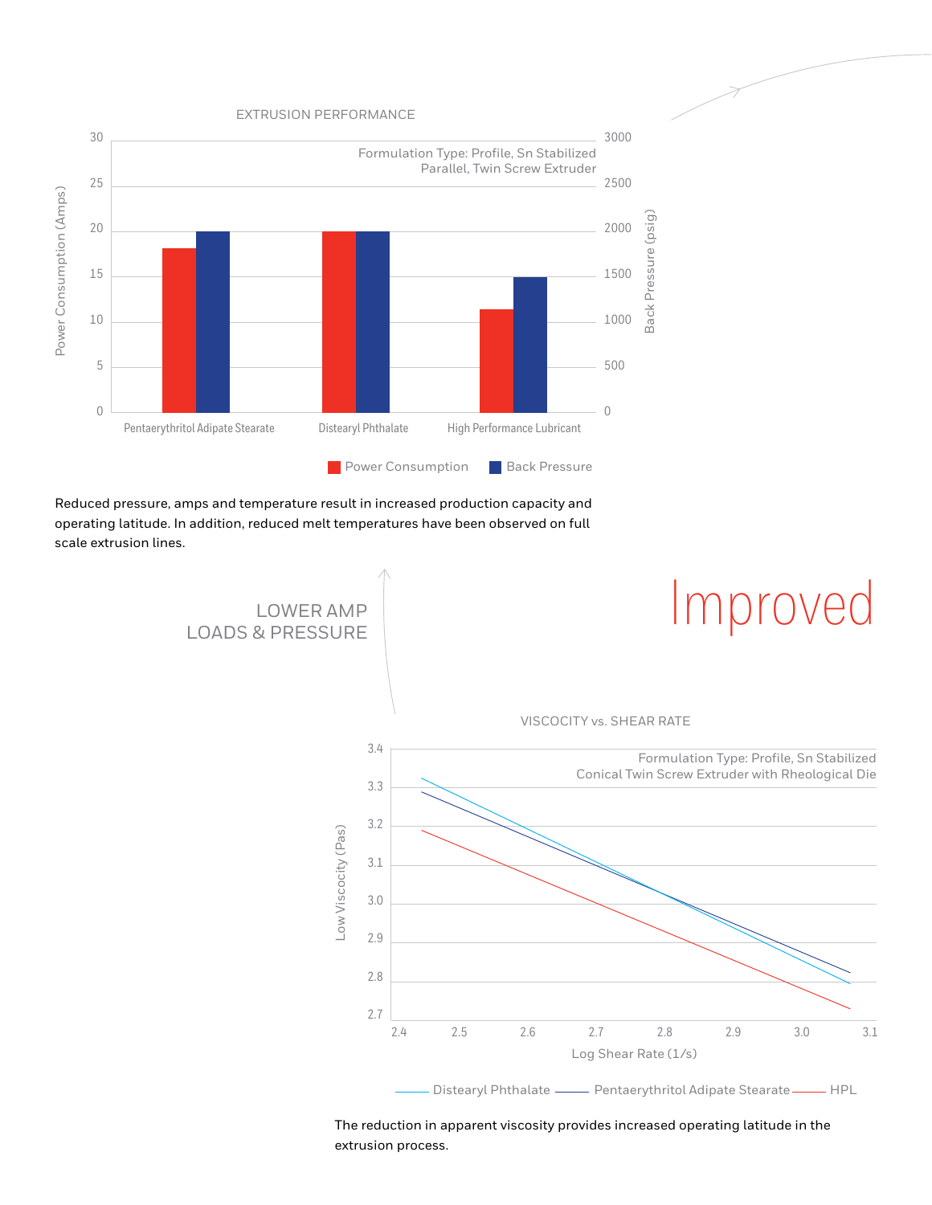EXTRUSION PERFORMANCE

Formulation Type: Profile, Sn Stabilized
Parallel, Twin Screw Extruder

| | Power Consumption (Amps) | Back Pressure (psig) |
|---|---|---|
| Pentaerythritol Adipate Stearate | 18 | 2000 |
| Distearyl Phthalate | 20 | 2000 |
| High Performance Lubricant | 11.3 | 1500 |

Reduced pressure, amps and temperature result in increased production capacity and operating latitude. In addition, reduced melt temperatures have been observed on full scale extrusion lines.

LOWER AMP LOADS & PRESSURE

# Improved

VISCOCITY vs. SHEAR RATE

Formulation Type: Profile, Sn Stabilized
Conical Twin Screw Extruder with Rheological Die

Low Viscocity (Pas) vs. Log Shear Rate (1/s)

Distearyl Phthalate — Pentaerythritol Adipate Stearate — HPL

The reduction in apparent viscosity provides increased operating latitude in the extrusion process.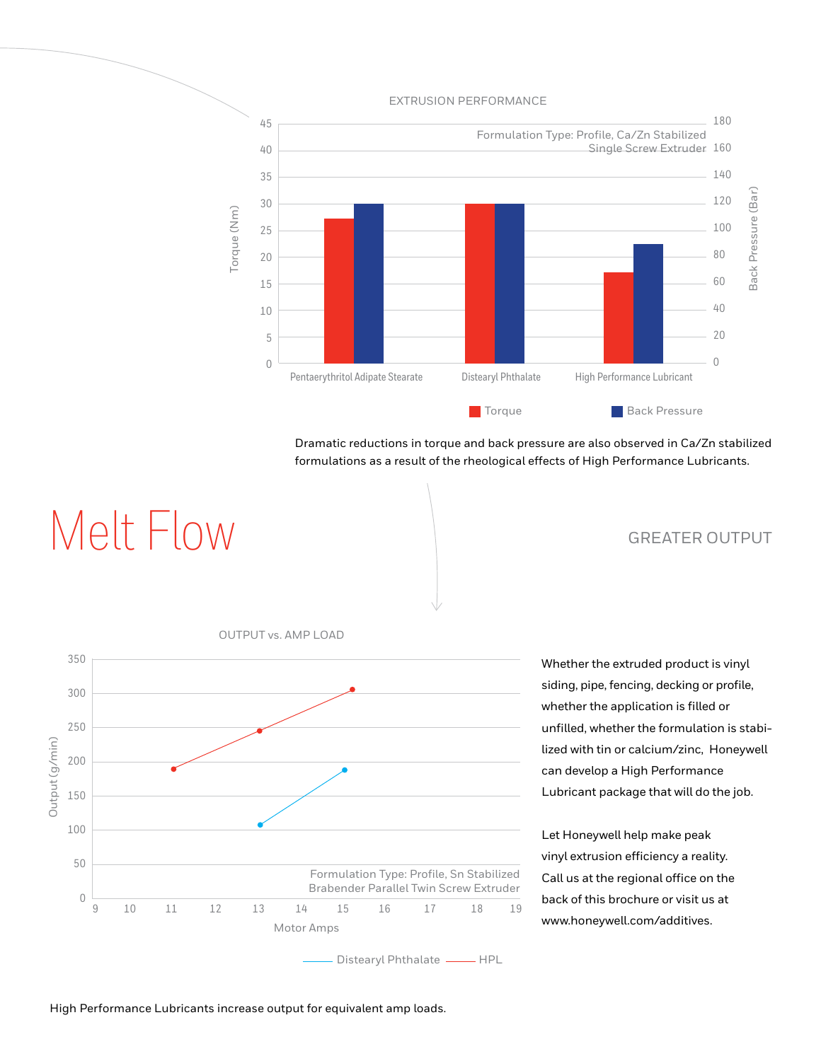EXTRUSION PERFORMANCE

Formulation Type: Profile, Ca/Zn Stabilized
Single Screw Extruder

| | Torque (Nm) | Back Pressure (Bar) |
|---|---|---|
| Pentaerythritol Adipate Stearate | ~27 | ~120 |
| Distearyl Phthalate | ~30 | ~120 |
| High Performance Lubricant | ~17 | ~90 |

Dramatic reductions in torque and back pressure are also observed in Ca/Zn stabilized formulations as a result of the rheological effects of High Performance Lubricants.

# Melt Flow

## GREATER OUTPUT

OUTPUT vs. AMP LOAD

Formulation Type: Profile, Sn Stabilized
Brabender Parallel Twin Screw Extruder

Axes: Output (g/min) vs. Motor Amps. Series: Distearyl Phthalate, HPL.

High Performance Lubricants increase output for equivalent amp loads.

Whether the extruded product is vinyl siding, pipe, fencing, decking or profile, whether the application is filled or unfilled, whether the formulation is stabilized with tin or calcium/zinc, Honeywell can develop a High Performance Lubricant package that will do the job.

Let Honeywell help make peak vinyl extrusion efficiency a reality. Call us at the regional office on the back of this brochure or visit us at www.honeywell.com/additives.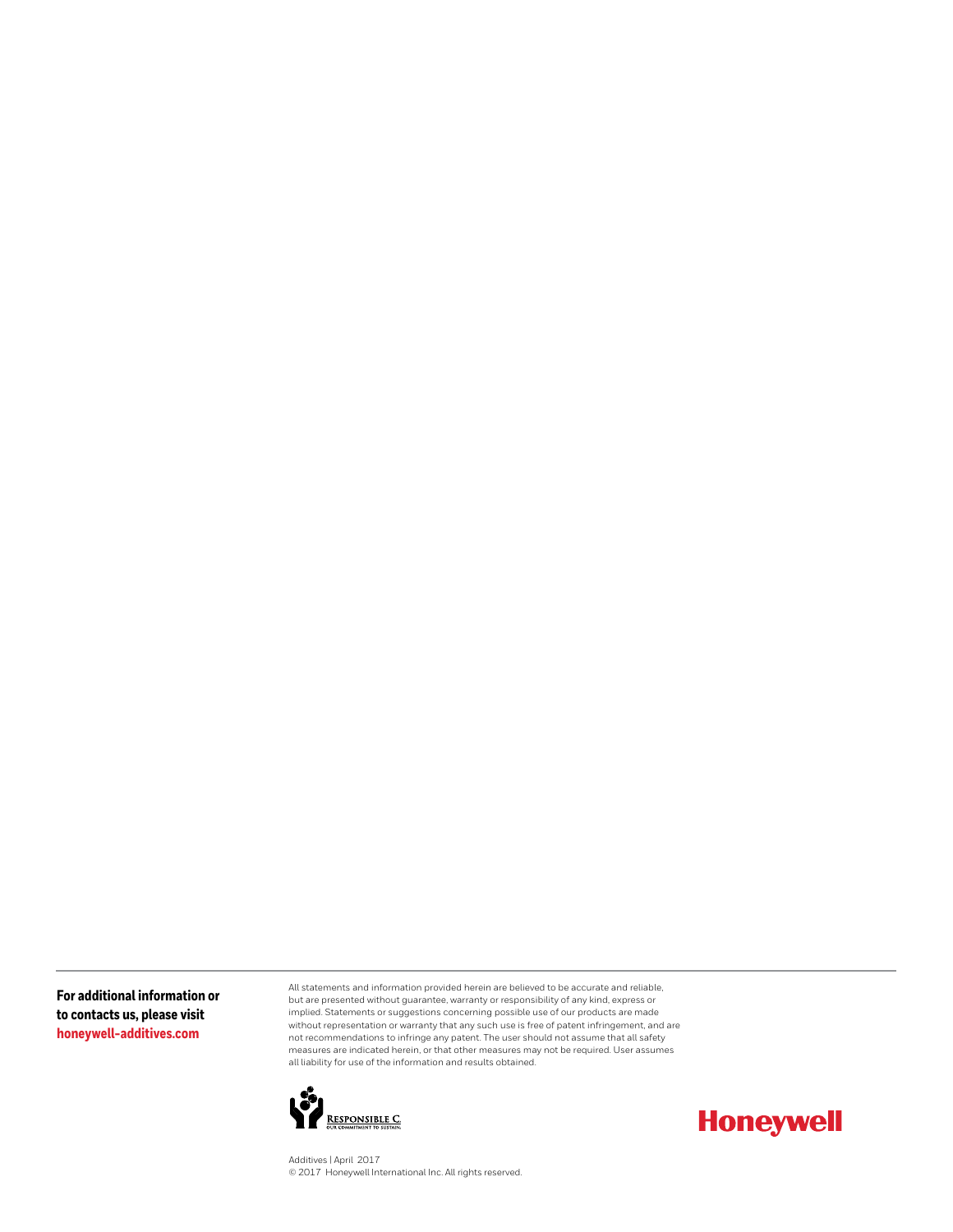**For additional information or to contacts us, please visit honeywell-additives.com**

All statements and information provided herein are believed to be accurate and reliable, but are presented without guarantee, warranty or responsibility of any kind, express or implied. Statements or suggestions concerning possible use of our products are made without representation or warranty that any such use is free of patent infringement, and are not recommendations to infringe any patent. The user should not assume that all safety measures are indicated herein, or that other measures may not be required. User assumes all liability for use of the information and results obtained.

Responsible C.
Our Commitment to Sustain.

Honeywell

Additives | April 2017
© 2017 Honeywell International Inc. All rights reserved.